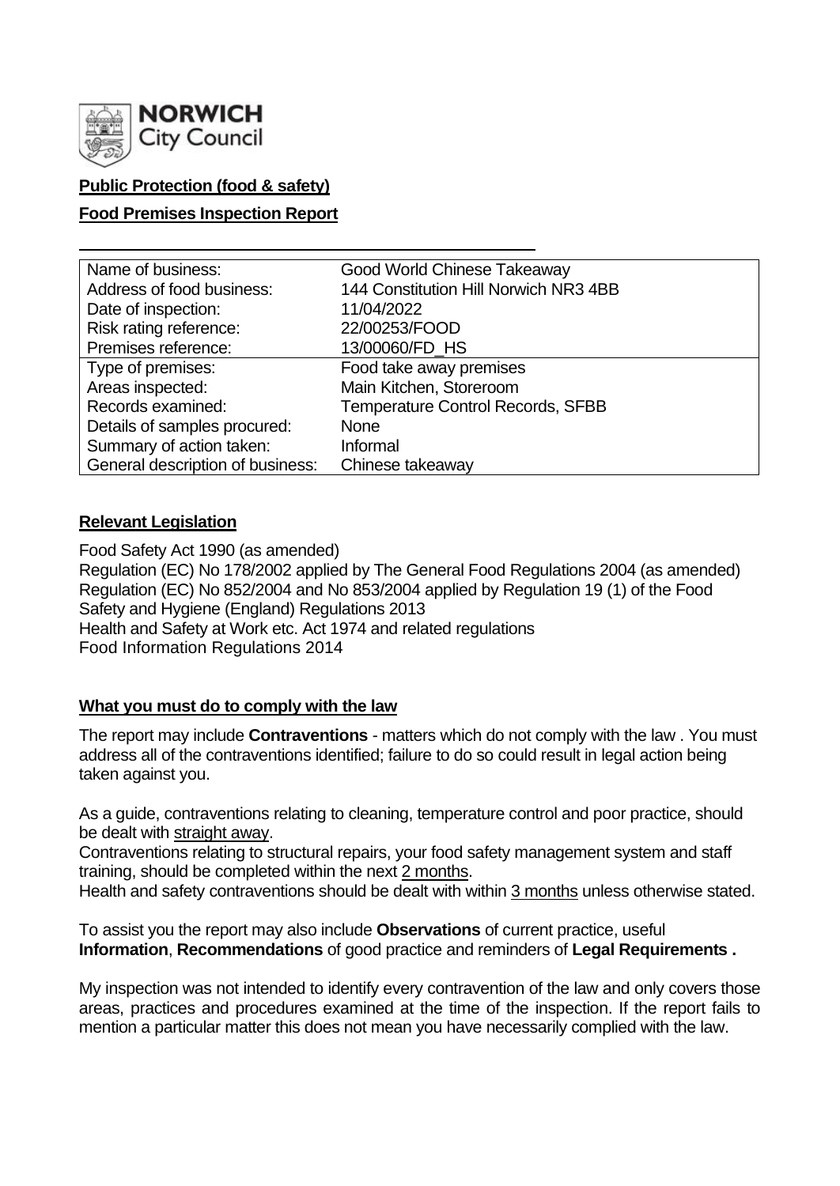NORWICH City Council

**Public Protection (food & safety)**

**Food Premises Inspection Report**

| | |
|---|---|
| Name of business: | Good World Chinese Takeaway |
| Address of food business: | 144 Constitution Hill Norwich NR3 4BB |
| Date of inspection: | 11/04/2022 |
| Risk rating reference: | 22/00253/FOOD |
| Premises reference: | 13/00060/FD_HS |
| Type of premises: | Food take away premises |
| Areas inspected: | Main Kitchen, Storeroom |
| Records examined: | Temperature Control Records, SFBB |
| Details of samples procured: | None |
| Summary of action taken: | Informal |
| General description of business: | Chinese takeaway |

## Relevant Legislation

Food Safety Act 1990 (as amended)
Regulation (EC) No 178/2002 applied by The General Food Regulations 2004 (as amended)
Regulation (EC) No 852/2004 and No 853/2004 applied by Regulation 19 (1) of the Food Safety and Hygiene (England) Regulations 2013
Health and Safety at Work etc. Act 1974 and related regulations
Food Information Regulations 2014

## What you must do to comply with the law

The report may include **Contraventions** - matters which do not comply with the law . You must address all of the contraventions identified; failure to do so could result in legal action being taken against you.

As a guide, contraventions relating to cleaning, temperature control and poor practice, should be dealt with straight away.

Contraventions relating to structural repairs, your food safety management system and staff training, should be completed within the next 2 months.

Health and safety contraventions should be dealt with within 3 months unless otherwise stated.

To assist you the report may also include **Observations** of current practice, useful **Information**, **Recommendations** of good practice and reminders of **Legal Requirements .**

My inspection was not intended to identify every contravention of the law and only covers those areas, practices and procedures examined at the time of the inspection. If the report fails to mention a particular matter this does not mean you have necessarily complied with the law.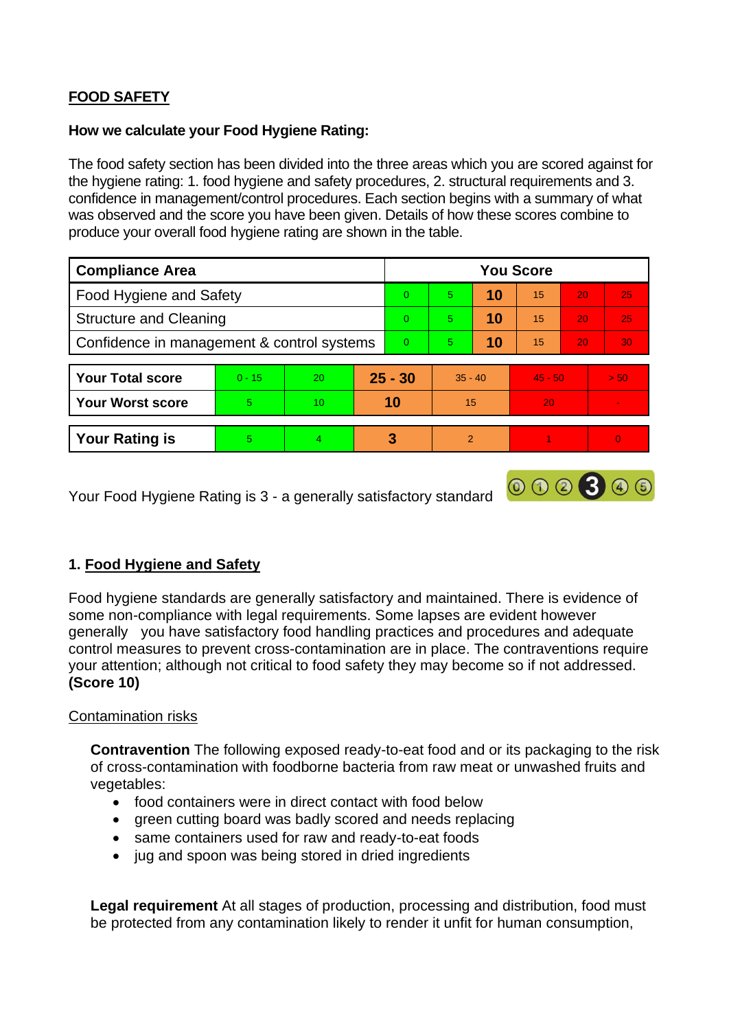## FOOD SAFETY

**How we calculate your Food Hygiene Rating:**

The food safety section has been divided into the three areas which you are scored against for the hygiene rating: 1. food hygiene and safety procedures, 2. structural requirements and 3. confidence in management/control procedures. Each section begins with a summary of what was observed and the score you have been given. Details of how these scores combine to produce your overall food hygiene rating are shown in the table.

| Compliance Area | You Score | | | | | |
|---|---|---|---|---|---|---|
| Food Hygiene and Safety | 0 | 5 | **10** | 15 | 20 | 25 |
| Structure and Cleaning | 0 | 5 | **10** | 15 | 20 | 25 |
| Confidence in management & control systems | 0 | 5 | **10** | 15 | 20 | 30 |

| | | | | | | |
|---|---|---|---|---|---|---|
| **Your Total score** | 0 - 15 | 20 | **25 - 30** | 35 - 40 | 45 - 50 | > 50 |
| **Your Worst score** | 5 | 10 | **10** | 15 | 20 | - |

| | | | | | | |
|---|---|---|---|---|---|---|
| **Your Rating is** | 5 | 4 | **3** | 2 | 1 | 0 |

Your Food Hygiene Rating is 3 - a generally satisfactory standard

### 1. Food Hygiene and Safety

Food hygiene standards are generally satisfactory and maintained. There is evidence of some non-compliance with legal requirements. Some lapses are evident however generally you have satisfactory food handling practices and procedures and adequate control measures to prevent cross-contamination are in place. The contraventions require your attention; although not critical to food safety they may become so if not addressed. **(Score 10)**

Contamination risks

**Contravention** The following exposed ready-to-eat food and or its packaging to the risk of cross-contamination with foodborne bacteria from raw meat or unwashed fruits and vegetables:

- food containers were in direct contact with food below
- green cutting board was badly scored and needs replacing
- same containers used for raw and ready-to-eat foods
- jug and spoon was being stored in dried ingredients

**Legal requirement** At all stages of production, processing and distribution, food must be protected from any contamination likely to render it unfit for human consumption,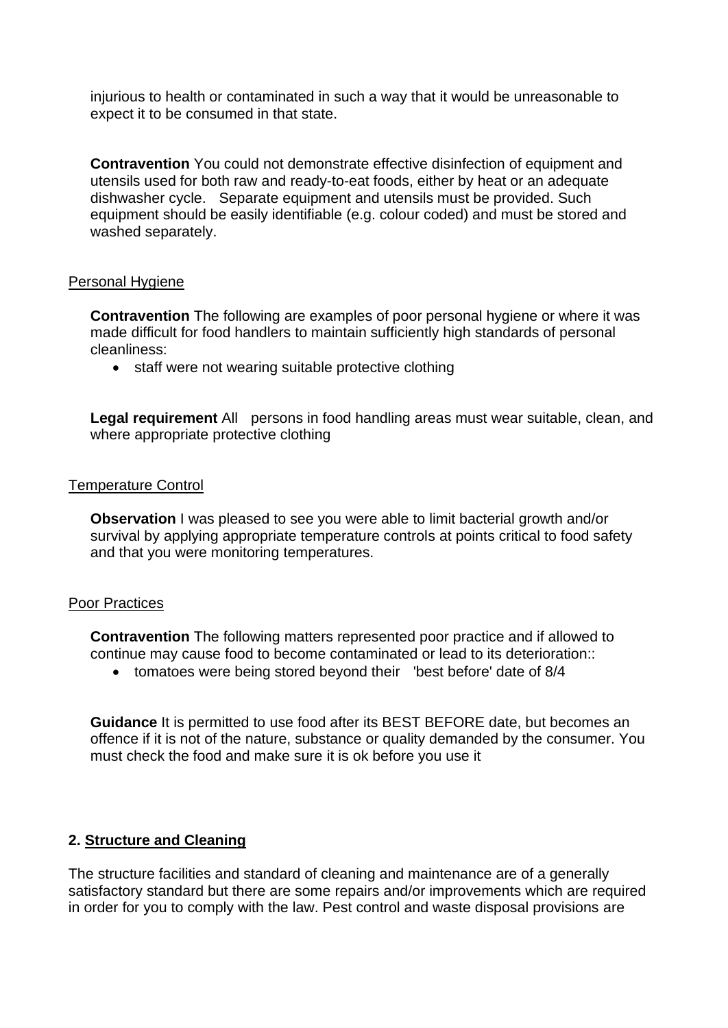injurious to health or contaminated in such a way that it would be unreasonable to expect it to be consumed in that state.

**Contravention** You could not demonstrate effective disinfection of equipment and utensils used for both raw and ready-to-eat foods, either by heat or an adequate dishwasher cycle. Separate equipment and utensils must be provided. Such equipment should be easily identifiable (e.g. colour coded) and must be stored and washed separately.

Personal Hygiene

**Contravention** The following are examples of poor personal hygiene or where it was made difficult for food handlers to maintain sufficiently high standards of personal cleanliness:

- staff were not wearing suitable protective clothing

**Legal requirement** All persons in food handling areas must wear suitable, clean, and where appropriate protective clothing

Temperature Control

**Observation** I was pleased to see you were able to limit bacterial growth and/or survival by applying appropriate temperature controls at points critical to food safety and that you were monitoring temperatures.

Poor Practices

**Contravention** The following matters represented poor practice and if allowed to continue may cause food to become contaminated or lead to its deterioration::

- tomatoes were being stored beyond their 'best before' date of 8/4

**Guidance** It is permitted to use food after its BEST BEFORE date, but becomes an offence if it is not of the nature, substance or quality demanded by the consumer. You must check the food and make sure it is ok before you use it

## 2. Structure and Cleaning

The structure facilities and standard of cleaning and maintenance are of a generally satisfactory standard but there are some repairs and/or improvements which are required in order for you to comply with the law. Pest control and waste disposal provisions are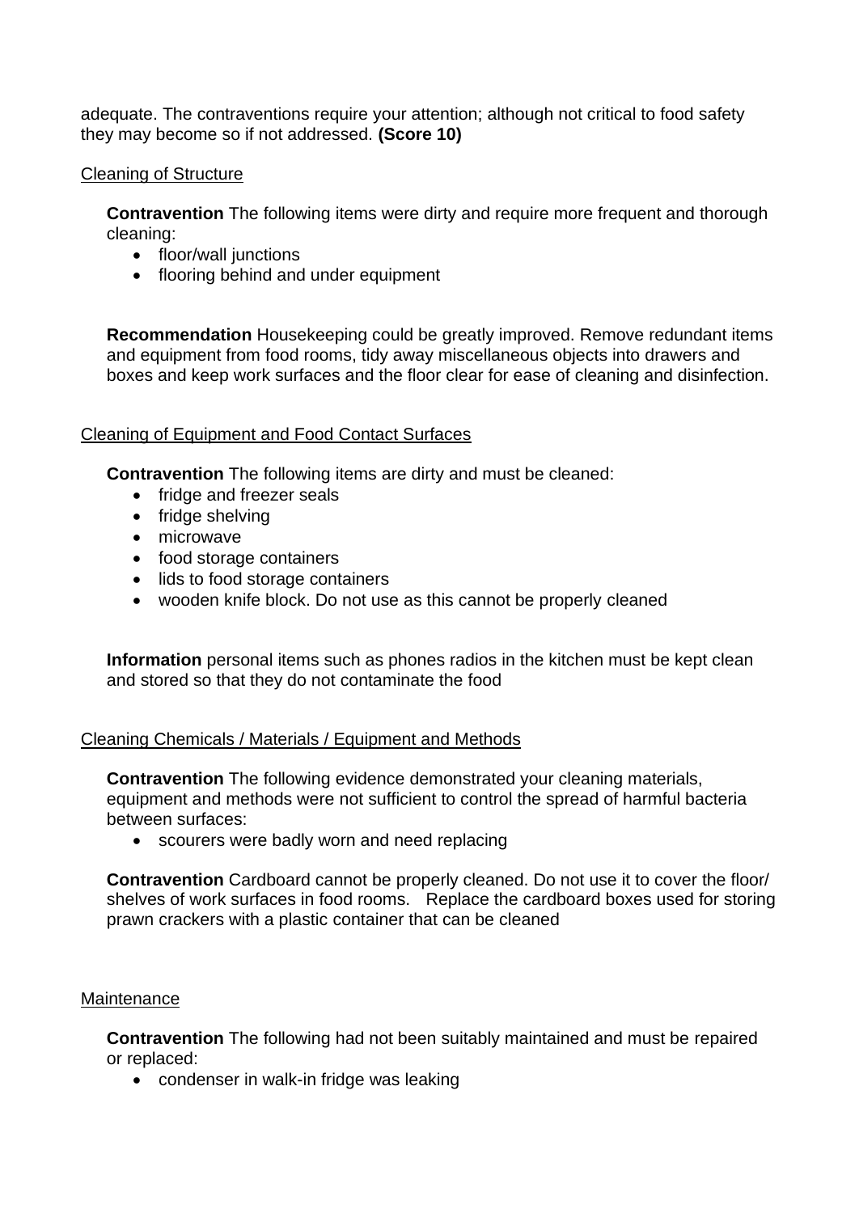adequate. The contraventions require your attention; although not critical to food safety they may become so if not addressed. **(Score 10)**

Cleaning of Structure

**Contravention** The following items were dirty and require more frequent and thorough cleaning:

- floor/wall junctions
- flooring behind and under equipment

**Recommendation** Housekeeping could be greatly improved. Remove redundant items and equipment from food rooms, tidy away miscellaneous objects into drawers and boxes and keep work surfaces and the floor clear for ease of cleaning and disinfection.

Cleaning of Equipment and Food Contact Surfaces

**Contravention** The following items are dirty and must be cleaned:

- fridge and freezer seals
- fridge shelving
- microwave
- food storage containers
- lids to food storage containers
- wooden knife block. Do not use as this cannot be properly cleaned

**Information** personal items such as phones radios in the kitchen must be kept clean and stored so that they do not contaminate the food

Cleaning Chemicals / Materials / Equipment and Methods

**Contravention** The following evidence demonstrated your cleaning materials, equipment and methods were not sufficient to control the spread of harmful bacteria between surfaces:

- scourers were badly worn and need replacing

**Contravention** Cardboard cannot be properly cleaned. Do not use it to cover the floor/ shelves of work surfaces in food rooms. Replace the cardboard boxes used for storing prawn crackers with a plastic container that can be cleaned

Maintenance

**Contravention** The following had not been suitably maintained and must be repaired or replaced:

- condenser in walk-in fridge was leaking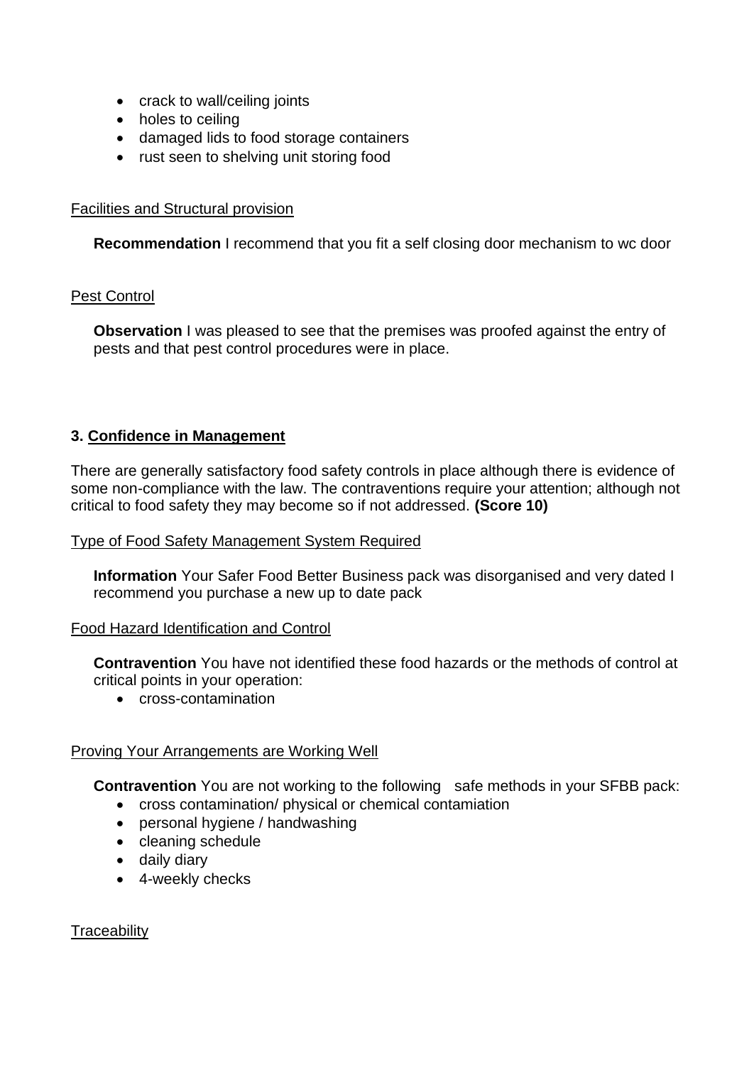- crack to wall/ceiling joints
- holes to ceiling
- damaged lids to food storage containers
- rust seen to shelving unit storing food

Facilities and Structural provision

**Recommendation** I recommend that you fit a self closing door mechanism to wc door

Pest Control

**Observation** I was pleased to see that the premises was proofed against the entry of pests and that pest control procedures were in place.

## 3. Confidence in Management

There are generally satisfactory food safety controls in place although there is evidence of some non-compliance with the law. The contraventions require your attention; although not critical to food safety they may become so if not addressed. **(Score 10)**

Type of Food Safety Management System Required

**Information** Your Safer Food Better Business pack was disorganised and very dated I recommend you purchase a new up to date pack

Food Hazard Identification and Control

**Contravention** You have not identified these food hazards or the methods of control at critical points in your operation:

- cross-contamination

Proving Your Arrangements are Working Well

**Contravention** You are not working to the following safe methods in your SFBB pack:

- cross contamination/ physical or chemical contamiation
- personal hygiene / handwashing
- cleaning schedule
- daily diary
- 4-weekly checks

Traceability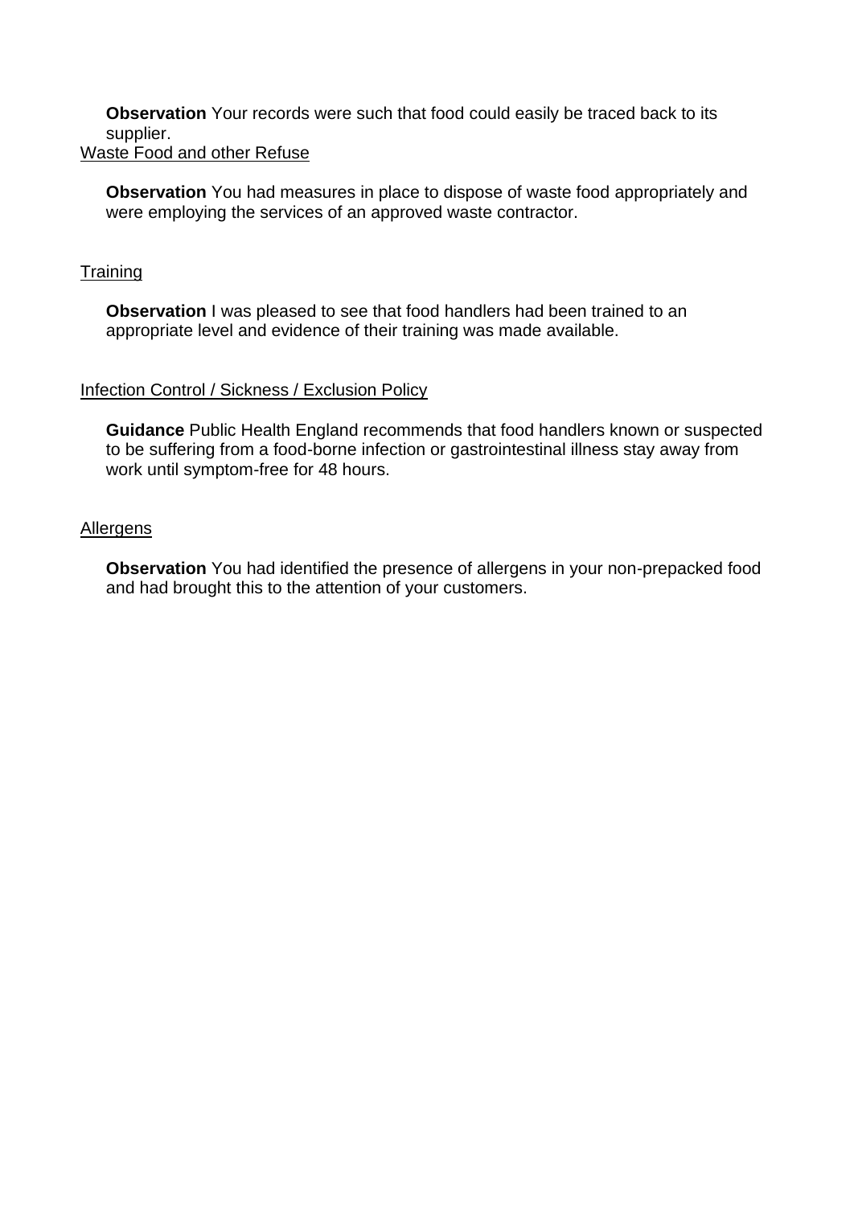**Observation** Your records were such that food could easily be traced back to its supplier.

Waste Food and other Refuse

**Observation** You had measures in place to dispose of waste food appropriately and were employing the services of an approved waste contractor.

Training

**Observation** I was pleased to see that food handlers had been trained to an appropriate level and evidence of their training was made available.

Infection Control / Sickness / Exclusion Policy

**Guidance** Public Health England recommends that food handlers known or suspected to be suffering from a food-borne infection or gastrointestinal illness stay away from work until symptom-free for 48 hours.

Allergens

**Observation** You had identified the presence of allergens in your non-prepacked food and had brought this to the attention of your customers.